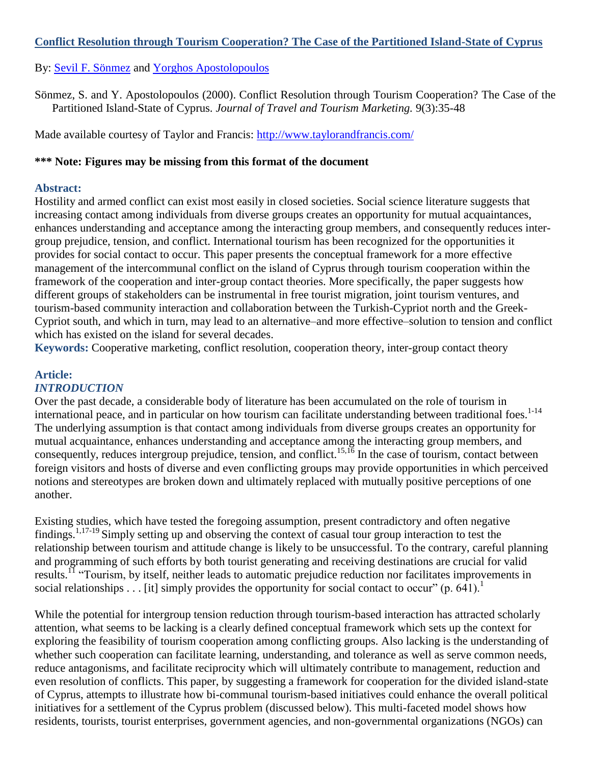# [Conflict Resolution through Tourism Cooperation? The Case of the Partitioned Island-State of Cyprus](#)

By: [Sevil F. Sönmez](#) and [Yorghos Apostolopoulos](#)

Sönmez, S. and Y. Apostolopoulos (2000). Conflict Resolution through Tourism Cooperation? The Case of the Partitioned Island-State of Cyprus. *Journal of Travel and Tourism Marketing.* 9(3):35-48

Made available courtesy of Taylor and Francis: http://www.taylorandfrancis.com/

**\*\*\* Note: Figures may be missing from this format of the document**

## Abstract:

Hostility and armed conflict can exist most easily in closed societies. Social science literature suggests that increasing contact among individuals from diverse groups creates an opportunity for mutual acquaintances, enhances understanding and acceptance among the interacting group members, and consequently reduces inter-group prejudice, tension, and conflict. International tourism has been recognized for the opportunities it provides for social contact to occur. This paper presents the conceptual framework for a more effective management of the intercommunal conflict on the island of Cyprus through tourism cooperation within the framework of the cooperation and inter-group contact theories. More specifically, the paper suggests how different groups of stakeholders can be instrumental in free tourist migration, joint tourism ventures, and tourism-based community interaction and collaboration between the Turkish-Cypriot north and the Greek-Cypriot south, and which in turn, may lead to an alternative–and more effective–solution to tension and conflict which has existed on the island for several decades.

**Keywords:** Cooperative marketing, conflict resolution, cooperation theory, inter-group contact theory

## Article:

### *INTRODUCTION*

Over the past decade, a considerable body of literature has been accumulated on the role of tourism in international peace, and in particular on how tourism can facilitate understanding between traditional foes.[1-14] The underlying assumption is that contact among individuals from diverse groups creates an opportunity for mutual acquaintance, enhances understanding and acceptance among the interacting group members, and consequently, reduces intergroup prejudice, tension, and conflict.[15,16] In the case of tourism, contact between foreign visitors and hosts of diverse and even conflicting groups may provide opportunities in which perceived notions and stereotypes are broken down and ultimately replaced with mutually positive perceptions of one another.

Existing studies, which have tested the foregoing assumption, present contradictory and often negative findings.[1,17-19] Simply setting up and observing the context of casual tour group interaction to test the relationship between tourism and attitude change is likely to be unsuccessful. To the contrary, careful planning and programming of such efforts by both tourist generating and receiving destinations are crucial for valid results.[11] "Tourism, by itself, neither leads to automatic prejudice reduction nor facilitates improvements in social relationships . . . [it] simply provides the opportunity for social contact to occur" (p. 641).[1]

While the potential for intergroup tension reduction through tourism-based interaction has attracted scholarly attention, what seems to be lacking is a clearly defined conceptual framework which sets up the context for exploring the feasibility of tourism cooperation among conflicting groups. Also lacking is the understanding of whether such cooperation can facilitate learning, understanding, and tolerance as well as serve common needs, reduce antagonisms, and facilitate reciprocity which will ultimately contribute to management, reduction and even resolution of conflicts. This paper, by suggesting a framework for cooperation for the divided island-state of Cyprus, attempts to illustrate how bi-communal tourism-based initiatives could enhance the overall political initiatives for a settlement of the Cyprus problem (discussed below). This multi-faceted model shows how residents, tourists, tourist enterprises, government agencies, and non-governmental organizations (NGOs) can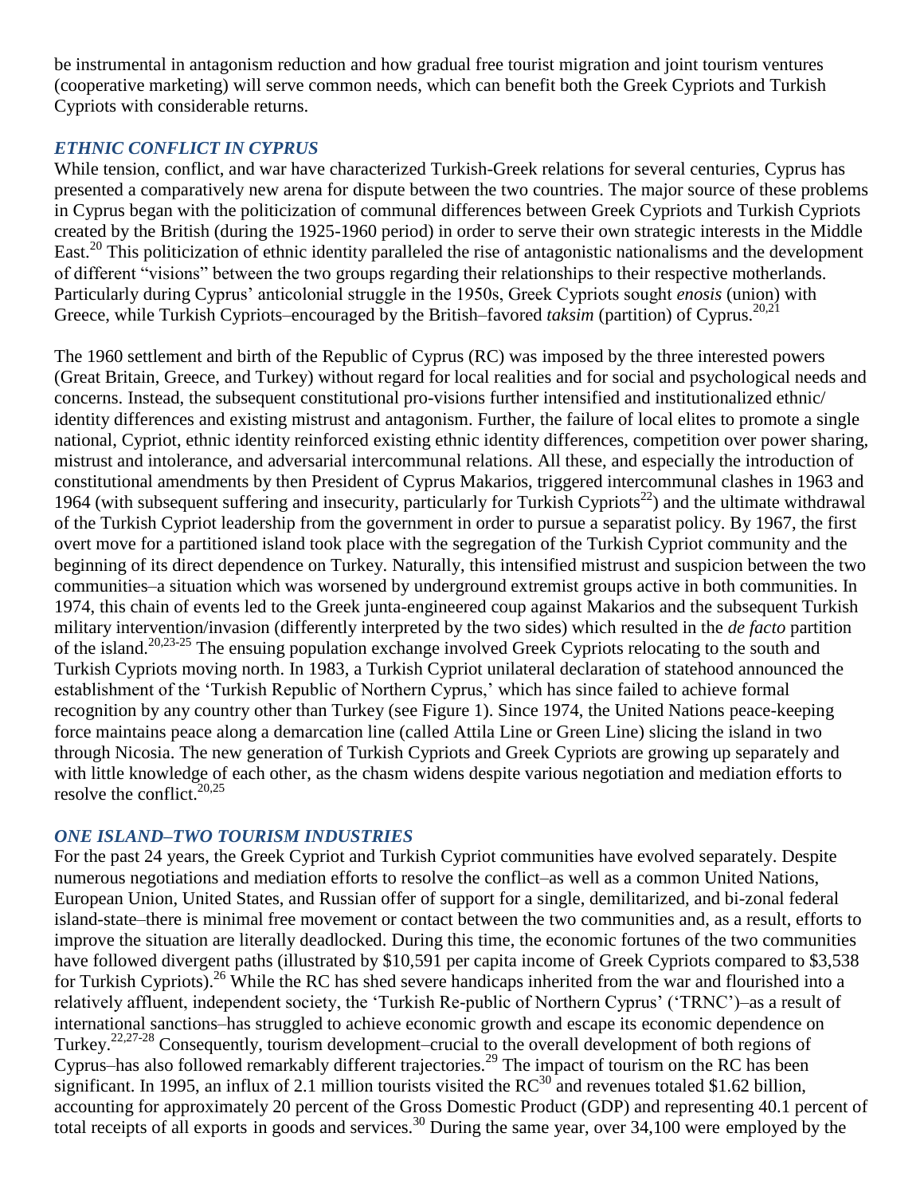be instrumental in antagonism reduction and how gradual free tourist migration and joint tourism ventures (cooperative marketing) will serve common needs, which can benefit both the Greek Cypriots and Turkish Cypriots with considerable returns.

## *ETHNIC CONFLICT IN CYPRUS*

While tension, conflict, and war have characterized Turkish-Greek relations for several centuries, Cyprus has presented a comparatively new arena for dispute between the two countries. The major source of these problems in Cyprus began with the politicization of communal differences between Greek Cypriots and Turkish Cypriots created by the British (during the 1925-1960 period) in order to serve their own strategic interests in the Middle East.[20] This politicization of ethnic identity paralleled the rise of antagonistic nationalisms and the development of different "visions" between the two groups regarding their relationships to their respective motherlands. Particularly during Cyprus' anticolonial struggle in the 1950s, Greek Cypriots sought *enosis* (union) with Greece, while Turkish Cypriots–encouraged by the British–favored *taksim* (partition) of Cyprus.[20,21]

The 1960 settlement and birth of the Republic of Cyprus (RC) was imposed by the three interested powers (Great Britain, Greece, and Turkey) without regard for local realities and for social and psychological needs and concerns. Instead, the subsequent constitutional pro-visions further intensified and institutionalized ethnic/ identity differences and existing mistrust and antagonism. Further, the failure of local elites to promote a single national, Cypriot, ethnic identity reinforced existing ethnic identity differences, competition over power sharing, mistrust and intolerance, and adversarial intercommunal relations. All these, and especially the introduction of constitutional amendments by then President of Cyprus Makarios, triggered intercommunal clashes in 1963 and 1964 (with subsequent suffering and insecurity, particularly for Turkish Cypriots[22]) and the ultimate withdrawal of the Turkish Cypriot leadership from the government in order to pursue a separatist policy. By 1967, the first overt move for a partitioned island took place with the segregation of the Turkish Cypriot community and the beginning of its direct dependence on Turkey. Naturally, this intensified mistrust and suspicion between the two communities–a situation which was worsened by underground extremist groups active in both communities. In 1974, this chain of events led to the Greek junta-engineered coup against Makarios and the subsequent Turkish military intervention/invasion (differently interpreted by the two sides) which resulted in the *de facto* partition of the island.[20,23-25] The ensuing population exchange involved Greek Cypriots relocating to the south and Turkish Cypriots moving north. In 1983, a Turkish Cypriot unilateral declaration of statehood announced the establishment of the 'Turkish Republic of Northern Cyprus,' which has since failed to achieve formal recognition by any country other than Turkey (see Figure 1). Since 1974, the United Nations peace-keeping force maintains peace along a demarcation line (called Attila Line or Green Line) slicing the island in two through Nicosia. The new generation of Turkish Cypriots and Greek Cypriots are growing up separately and with little knowledge of each other, as the chasm widens despite various negotiation and mediation efforts to resolve the conflict.[20,25]

## *ONE ISLAND–TWO TOURISM INDUSTRIES*

For the past 24 years, the Greek Cypriot and Turkish Cypriot communities have evolved separately. Despite numerous negotiations and mediation efforts to resolve the conflict–as well as a common United Nations, European Union, United States, and Russian offer of support for a single, demilitarized, and bi-zonal federal island-state–there is minimal free movement or contact between the two communities and, as a result, efforts to improve the situation are literally deadlocked. During this time, the economic fortunes of the two communities have followed divergent paths (illustrated by \$10,591 per capita income of Greek Cypriots compared to \$3,538 for Turkish Cypriots).[26] While the RC has shed severe handicaps inherited from the war and flourished into a relatively affluent, independent society, the 'Turkish Re-public of Northern Cyprus' ('TRNC')–as a result of international sanctions–has struggled to achieve economic growth and escape its economic dependence on Turkey.[22,27-28] Consequently, tourism development–crucial to the overall development of both regions of Cyprus–has also followed remarkably different trajectories.[29] The impact of tourism on the RC has been significant. In 1995, an influx of 2.1 million tourists visited the RC[30] and revenues totaled \$1.62 billion, accounting for approximately 20 percent of the Gross Domestic Product (GDP) and representing 40.1 percent of total receipts of all exports in goods and services.[30] During the same year, over 34,100 were employed by the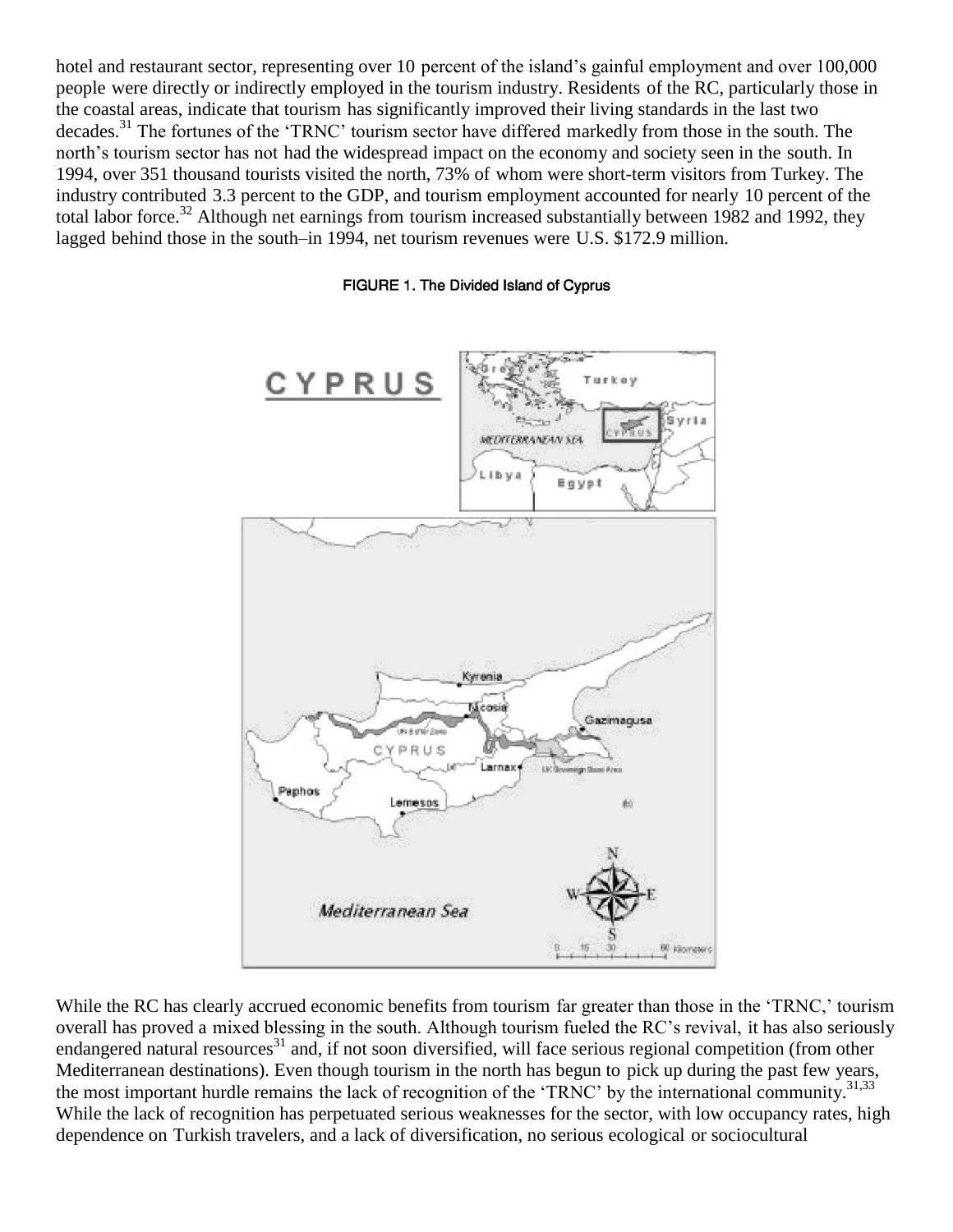hotel and restaurant sector, representing over 10 percent of the island's gainful employment and over 100,000 people were directly or indirectly employed in the tourism industry. Residents of the RC, particularly those in the coastal areas, indicate that tourism has significantly improved their living standards in the last two decades.[31] The fortunes of the 'TRNC' tourism sector have differed markedly from those in the south. The north's tourism sector has not had the widespread impact on the economy and society seen in the south. In 1994, over 351 thousand tourists visited the north, 73% of whom were short-term visitors from Turkey. The industry contributed 3.3 percent to the GDP, and tourism employment accounted for nearly 10 percent of the total labor force.[32] Although net earnings from tourism increased substantially between 1982 and 1992, they lagged behind those in the south–in 1994, net tourism revenues were U.S. $172.9 million.

FIGURE 1. The Divided Island of Cyprus

While the RC has clearly accrued economic benefits from tourism far greater than those in the 'TRNC,' tourism overall has proved a mixed blessing in the south. Although tourism fueled the RC's revival, it has also seriously endangered natural resources[31] and, if not soon diversified, will face serious regional competition (from other Mediterranean destinations). Even though tourism in the north has begun to pick up during the past few years, the most important hurdle remains the lack of recognition of the 'TRNC' by the international community.[31,33] While the lack of recognition has perpetuated serious weaknesses for the sector, with low occupancy rates, high dependence on Turkish travelers, and a lack of diversification, no serious ecological or sociocultural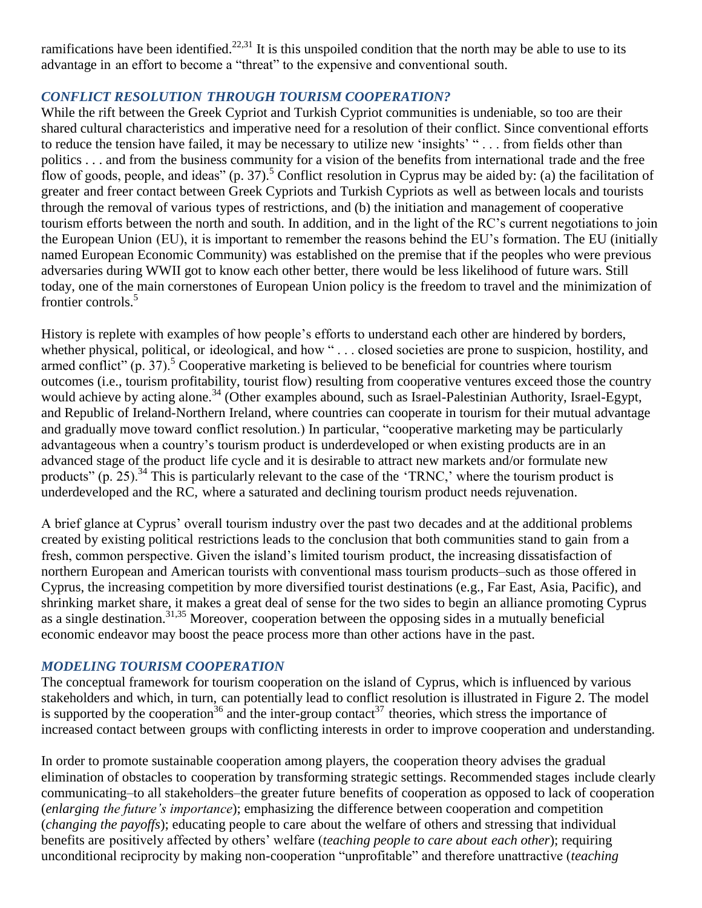ramifications have been identified.[22,31] It is this unspoiled condition that the north may be able to use to its advantage in an effort to become a "threat" to the expensive and conventional south.

## CONFLICT RESOLUTION THROUGH TOURISM COOPERATION?

While the rift between the Greek Cypriot and Turkish Cypriot communities is undeniable, so too are their shared cultural characteristics and imperative need for a resolution of their conflict. Since conventional efforts to reduce the tension have failed, it may be necessary to utilize new 'insights' " . . . from fields other than politics . . . and from the business community for a vision of the benefits from international trade and the free flow of goods, people, and ideas" (p. 37).[5] Conflict resolution in Cyprus may be aided by: (a) the facilitation of greater and freer contact between Greek Cypriots and Turkish Cypriots as well as between locals and tourists through the removal of various types of restrictions, and (b) the initiation and management of cooperative tourism efforts between the north and south. In addition, and in the light of the RC's current negotiations to join the European Union (EU), it is important to remember the reasons behind the EU's formation. The EU (initially named European Economic Community) was established on the premise that if the peoples who were previous adversaries during WWII got to know each other better, there would be less likelihood of future wars. Still today, one of the main cornerstones of European Union policy is the freedom to travel and the minimization of frontier controls.[5]

History is replete with examples of how people's efforts to understand each other are hindered by borders, whether physical, political, or ideological, and how " . . . closed societies are prone to suspicion, hostility, and armed conflict" (p. 37).[5] Cooperative marketing is believed to be beneficial for countries where tourism outcomes (i.e., tourism profitability, tourist flow) resulting from cooperative ventures exceed those the country would achieve by acting alone.[34] (Other examples abound, such as Israel-Palestinian Authority, Israel-Egypt, and Republic of Ireland-Northern Ireland, where countries can cooperate in tourism for their mutual advantage and gradually move toward conflict resolution.) In particular, "cooperative marketing may be particularly advantageous when a country's tourism product is underdeveloped or when existing products are in an advanced stage of the product life cycle and it is desirable to attract new markets and/or formulate new products" (p. 25).[34] This is particularly relevant to the case of the 'TRNC,' where the tourism product is underdeveloped and the RC, where a saturated and declining tourism product needs rejuvenation.

A brief glance at Cyprus' overall tourism industry over the past two decades and at the additional problems created by existing political restrictions leads to the conclusion that both communities stand to gain from a fresh, common perspective. Given the island's limited tourism product, the increasing dissatisfaction of northern European and American tourists with conventional mass tourism products–such as those offered in Cyprus, the increasing competition by more diversified tourist destinations (e.g., Far East, Asia, Pacific), and shrinking market share, it makes a great deal of sense for the two sides to begin an alliance promoting Cyprus as a single destination.[31,35] Moreover, cooperation between the opposing sides in a mutually beneficial economic endeavor may boost the peace process more than other actions have in the past.

## MODELING TOURISM COOPERATION

The conceptual framework for tourism cooperation on the island of Cyprus, which is influenced by various stakeholders and which, in turn, can potentially lead to conflict resolution is illustrated in Figure 2. The model is supported by the cooperation[36] and the inter-group contact[37] theories, which stress the importance of increased contact between groups with conflicting interests in order to improve cooperation and understanding.

In order to promote sustainable cooperation among players, the cooperation theory advises the gradual elimination of obstacles to cooperation by transforming strategic settings. Recommended stages include clearly communicating–to all stakeholders–the greater future benefits of cooperation as opposed to lack of cooperation (*enlarging the future's importance*); emphasizing the difference between cooperation and competition (*changing the payoffs*); educating people to care about the welfare of others and stressing that individual benefits are positively affected by others' welfare (*teaching people to care about each other*); requiring unconditional reciprocity by making non-cooperation "unprofitable" and therefore unattractive (*teaching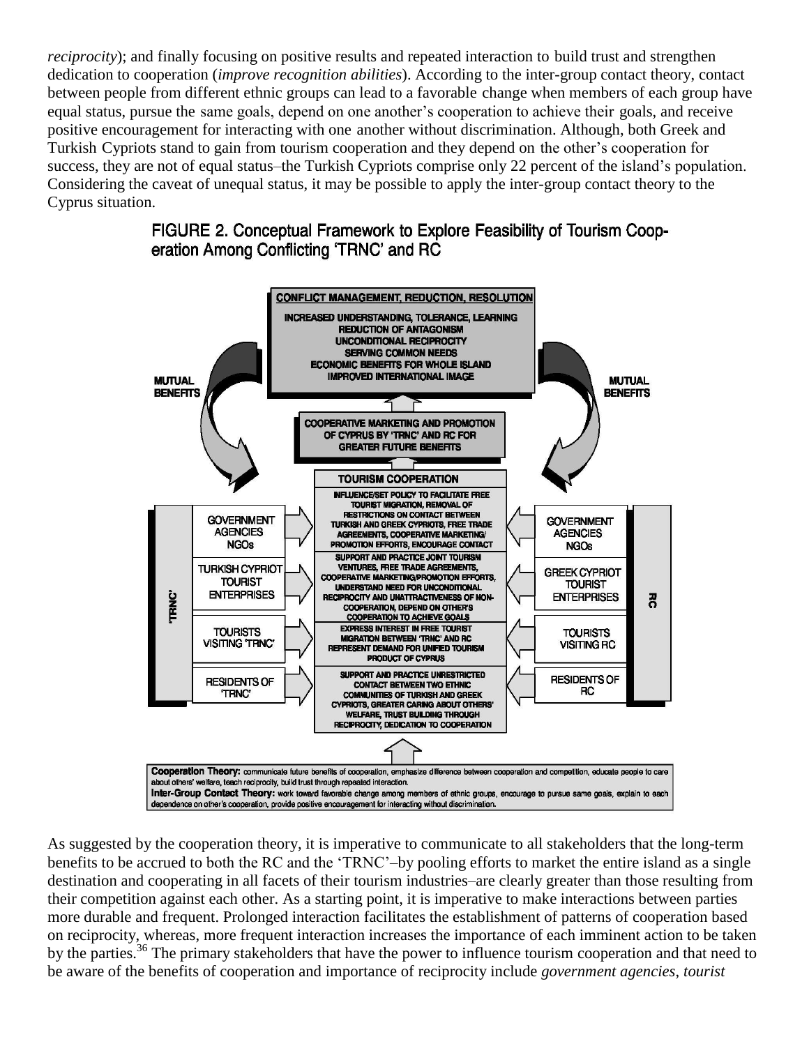*reciprocity*); and finally focusing on positive results and repeated interaction to build trust and strengthen dedication to cooperation (*improve recognition abilities*). According to the inter-group contact theory, contact between people from different ethnic groups can lead to a favorable change when members of each group have equal status, pursue the same goals, depend on one another's cooperation to achieve their goals, and receive positive encouragement for interacting with one another without discrimination. Although, both Greek and Turkish Cypriots stand to gain from tourism cooperation and they depend on the other's cooperation for success, they are not of equal status–the Turkish Cypriots comprise only 22 percent of the island's population. Considering the caveat of unequal status, it may be possible to apply the inter-group contact theory to the Cyprus situation.

FIGURE 2. Conceptual Framework to Explore Feasibility of Tourism Cooperation Among Conflicting 'TRNC' and RC

CONFLICT MANAGEMENT, REDUCTION, RESOLUTION
INCREASED UNDERSTANDING, TOLERANCE, LEARNING
REDUCTION OF ANTAGONISM
UNCONDITIONAL RECIPROCITY
SERVING COMMON NEEDS
ECONOMIC BENEFITS FOR WHOLE ISLAND
IMPROVED INTERNATIONAL IMAGE

MUTUAL BENEFITS

COOPERATIVE MARKETING AND PROMOTION OF CYPRUS BY 'TRNC' AND RC FOR GREATER FUTURE BENEFITS

TOURISM COOPERATION

'TRNC': GOVERNMENT AGENCIES NGOs; TURKISH CYPRIOT TOURIST ENTERPRISES; TOURISTS VISITING 'TRNC'; RESIDENTS OF 'TRNC'

RC: GOVERNMENT AGENCIES NGOs; GREEK CYPRIOT TOURIST ENTERPRISES; TOURISTS VISITING RC; RESIDENTS OF RC

INFLUENCE/SET POLICY TO FACILITATE FREE TOURIST MIGRATION, REMOVAL OF RESTRICTIONS ON CONTACT BETWEEN TURKISH AND GREEK CYPRIOTS, FREE TRADE AGREEMENTS, COOPERATIVE MARKETING/PROMOTION EFFORTS, ENCOURAGE CONTACT

SUPPORT AND PRACTICE JOINT TOURISM VENTURES, FREE TRADE AGREEMENTS, COOPERATIVE MARKETING/PROMOTION EFFORTS, UNDERSTAND NEED FOR UNCONDITIONAL RECIPROCITY AND UNATTRACTIVENESS OF NON-COOPERATION, DEPEND ON OTHER'S COOPERATION TO ACHIEVE GOALS

EXPRESS INTEREST IN FREE TOURIST MIGRATION BETWEEN 'TRNC' AND RC REPRESENT DEMAND FOR UNIFIED TOURISM PRODUCT OF CYPRUS

SUPPORT AND PRACTICE UNRESTRICTED CONTACT BETWEEN TWO ETHNIC COMMUNITIES OF TURKISH AND GREEK CYPRIOTS, GREATER CARING ABOUT OTHERS' WELFARE, TRUST BUILDING THROUGH RECIPROCITY, DEDICATION TO COOPERATION

**Cooperation Theory:** communicate future benefits of cooperation, emphasize difference between cooperation and competition, educate people to care about others' welfare, teach reciprocity, build trust through repeated interaction.
**Inter-Group Contact Theory:** work toward favorable change among members of ethnic groups, encourage to pursue same goals, explain to each dependence on other's cooperation, provide positive encouragement for interacting without discrimination.

As suggested by the cooperation theory, it is imperative to communicate to all stakeholders that the long-term benefits to be accrued to both the RC and the 'TRNC'–by pooling efforts to market the entire island as a single destination and cooperating in all facets of their tourism industries–are clearly greater than those resulting from their competition against each other. As a starting point, it is imperative to make interactions between parties more durable and frequent. Prolonged interaction facilitates the establishment of patterns of cooperation based on reciprocity, whereas, more frequent interaction increases the importance of each imminent action to be taken by the parties.[36] The primary stakeholders that have the power to influence tourism cooperation and that need to be aware of the benefits of cooperation and importance of reciprocity include *government agencies*, *tourist*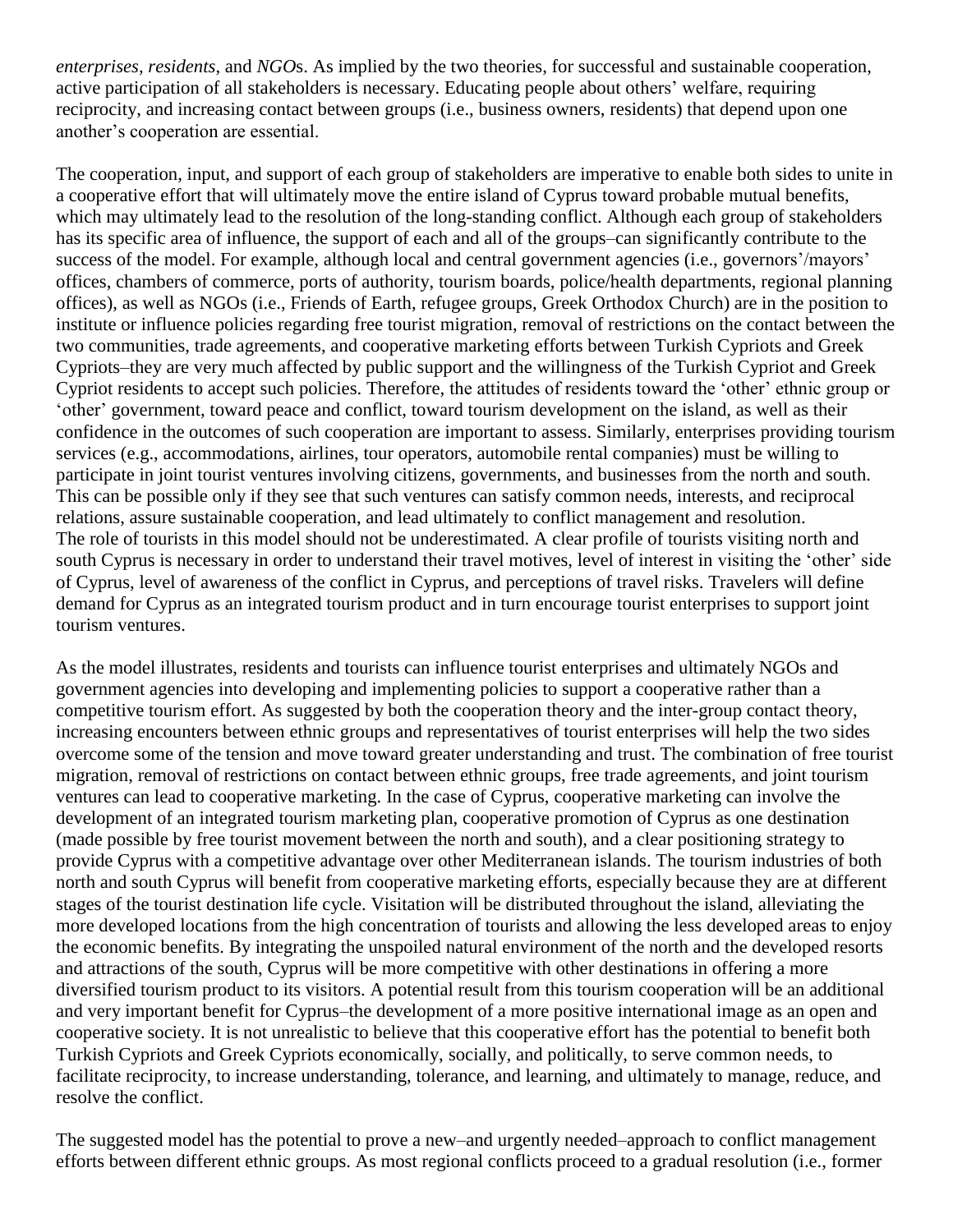*enterprises*, *residents*, and *NGO*s. As implied by the two theories, for successful and sustainable cooperation, active participation of all stakeholders is necessary. Educating people about others' welfare, requiring reciprocity, and increasing contact between groups (i.e., business owners, residents) that depend upon one another's cooperation are essential.

The cooperation, input, and support of each group of stakeholders are imperative to enable both sides to unite in a cooperative effort that will ultimately move the entire island of Cyprus toward probable mutual benefits, which may ultimately lead to the resolution of the long-standing conflict. Although each group of stakeholders has its specific area of influence, the support of each and all of the groups–can significantly contribute to the success of the model. For example, although local and central government agencies (i.e., governors'/mayors' offices, chambers of commerce, ports of authority, tourism boards, police/health departments, regional planning offices), as well as NGOs (i.e., Friends of Earth, refugee groups, Greek Orthodox Church) are in the position to institute or influence policies regarding free tourist migration, removal of restrictions on the contact between the two communities, trade agreements, and cooperative marketing efforts between Turkish Cypriots and Greek Cypriots–they are very much affected by public support and the willingness of the Turkish Cypriot and Greek Cypriot residents to accept such policies. Therefore, the attitudes of residents toward the 'other' ethnic group or 'other' government, toward peace and conflict, toward tourism development on the island, as well as their confidence in the outcomes of such cooperation are important to assess. Similarly, enterprises providing tourism services (e.g., accommodations, airlines, tour operators, automobile rental companies) must be willing to participate in joint tourist ventures involving citizens, governments, and businesses from the north and south. This can be possible only if they see that such ventures can satisfy common needs, interests, and reciprocal relations, assure sustainable cooperation, and lead ultimately to conflict management and resolution.
The role of tourists in this model should not be underestimated. A clear profile of tourists visiting north and south Cyprus is necessary in order to understand their travel motives, level of interest in visiting the 'other' side of Cyprus, level of awareness of the conflict in Cyprus, and perceptions of travel risks. Travelers will define demand for Cyprus as an integrated tourism product and in turn encourage tourist enterprises to support joint tourism ventures.

As the model illustrates, residents and tourists can influence tourist enterprises and ultimately NGOs and government agencies into developing and implementing policies to support a cooperative rather than a competitive tourism effort. As suggested by both the cooperation theory and the inter-group contact theory, increasing encounters between ethnic groups and representatives of tourist enterprises will help the two sides overcome some of the tension and move toward greater understanding and trust. The combination of free tourist migration, removal of restrictions on contact between ethnic groups, free trade agreements, and joint tourism ventures can lead to cooperative marketing. In the case of Cyprus, cooperative marketing can involve the development of an integrated tourism marketing plan, cooperative promotion of Cyprus as one destination (made possible by free tourist movement between the north and south), and a clear positioning strategy to provide Cyprus with a competitive advantage over other Mediterranean islands. The tourism industries of both north and south Cyprus will benefit from cooperative marketing efforts, especially because they are at different stages of the tourist destination life cycle. Visitation will be distributed throughout the island, alleviating the more developed locations from the high concentration of tourists and allowing the less developed areas to enjoy the economic benefits. By integrating the unspoiled natural environment of the north and the developed resorts and attractions of the south, Cyprus will be more competitive with other destinations in offering a more diversified tourism product to its visitors. A potential result from this tourism cooperation will be an additional and very important benefit for Cyprus–the development of a more positive international image as an open and cooperative society. It is not unrealistic to believe that this cooperative effort has the potential to benefit both Turkish Cypriots and Greek Cypriots economically, socially, and politically, to serve common needs, to facilitate reciprocity, to increase understanding, tolerance, and learning, and ultimately to manage, reduce, and resolve the conflict.

The suggested model has the potential to prove a new–and urgently needed–approach to conflict management efforts between different ethnic groups. As most regional conflicts proceed to a gradual resolution (i.e., former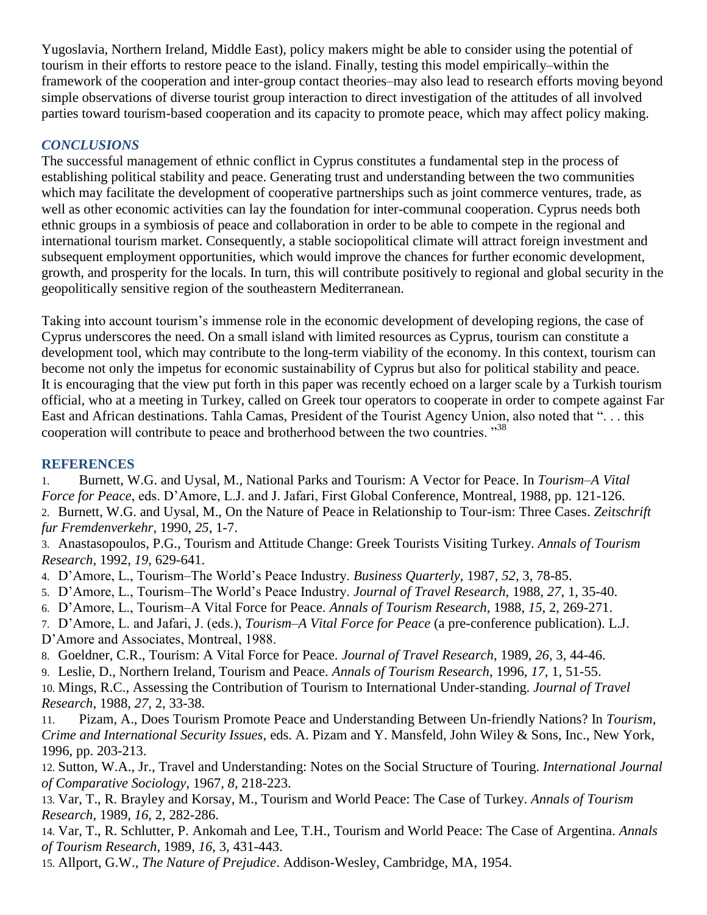Yugoslavia, Northern Ireland, Middle East), policy makers might be able to consider using the potential of tourism in their efforts to restore peace to the island. Finally, testing this model empirically–within the framework of the cooperation and inter-group contact theories–may also lead to research efforts moving beyond simple observations of diverse tourist group interaction to direct investigation of the attitudes of all involved parties toward tourism-based cooperation and its capacity to promote peace, which may affect policy making.

## *CONCLUSIONS*

The successful management of ethnic conflict in Cyprus constitutes a fundamental step in the process of establishing political stability and peace. Generating trust and understanding between the two communities which may facilitate the development of cooperative partnerships such as joint commerce ventures, trade, as well as other economic activities can lay the foundation for inter-communal cooperation. Cyprus needs both ethnic groups in a symbiosis of peace and collaboration in order to be able to compete in the regional and international tourism market. Consequently, a stable sociopolitical climate will attract foreign investment and subsequent employment opportunities, which would improve the chances for further economic development, growth, and prosperity for the locals. In turn, this will contribute positively to regional and global security in the geopolitically sensitive region of the southeastern Mediterranean.

Taking into account tourism's immense role in the economic development of developing regions, the case of Cyprus underscores the need. On a small island with limited resources as Cyprus, tourism can constitute a development tool, which may contribute to the long-term viability of the economy. In this context, tourism can become not only the impetus for economic sustainability of Cyprus but also for political stability and peace. It is encouraging that the view put forth in this paper was recently echoed on a larger scale by a Turkish tourism official, who at a meeting in Turkey, called on Greek tour operators to cooperate in order to compete against Far East and African destinations. Tahla Camas, President of the Tourist Agency Union, also noted that ". . . this cooperation will contribute to peace and brotherhood between the two countries. "[38]

## REFERENCES

1. Burnett, W.G. and Uysal, M., National Parks and Tourism: A Vector for Peace. In *Tourism–A Vital Force for Peace*, eds. D'Amore, L.J. and J. Jafari, First Global Conference, Montreal, 1988, pp. 121-126.
2. Burnett, W.G. and Uysal, M., On the Nature of Peace in Relationship to Tour-ism: Three Cases. *Zeitschrift fur Fremdenverkehr*, 1990, *25*, 1-7.
3. Anastasopoulos, P.G., Tourism and Attitude Change: Greek Tourists Visiting Turkey. *Annals of Tourism Research*, 1992, *19*, 629-641.
4. D'Amore, L., Tourism–The World's Peace Industry. *Business Quarterly*, 1987, *52*, 3, 78-85.
5. D'Amore, L., Tourism–The World's Peace Industry. *Journal of Travel Research*, 1988, *27*, 1, 35-40.
6. D'Amore, L., Tourism–A Vital Force for Peace. *Annals of Tourism Research*, 1988, *15*, 2, 269-271.
7. D'Amore, L. and Jafari, J. (eds.), *Tourism–A Vital Force for Peace* (a pre-conference publication). L.J. D'Amore and Associates, Montreal, 1988.
8. Goeldner, C.R., Tourism: A Vital Force for Peace. *Journal of Travel Research*, 1989, *26*, 3, 44-46.
9. Leslie, D., Northern Ireland, Tourism and Peace. *Annals of Tourism Research*, 1996, *17*, 1, 51-55.
10. Mings, R.C., Assessing the Contribution of Tourism to International Under-standing. *Journal of Travel Research*, 1988, *27*, 2, 33-38.
11. Pizam, A., Does Tourism Promote Peace and Understanding Between Un-friendly Nations? In *Tourism, Crime and International Security Issues*, eds. A. Pizam and Y. Mansfeld, John Wiley & Sons, Inc., New York, 1996, pp. 203-213.
12. Sutton, W.A., Jr., Travel and Understanding: Notes on the Social Structure of Touring. *International Journal of Comparative Sociology*, 1967, *8*, 218-223.
13. Var, T., R. Brayley and Korsay, M., Tourism and World Peace: The Case of Turkey. *Annals of Tourism Research*, 1989, *16*, 2, 282-286.
14. Var, T., R. Schlutter, P. Ankomah and Lee, T.H., Tourism and World Peace: The Case of Argentina. *Annals of Tourism Research*, 1989, *16*, 3, 431-443.
15. Allport, G.W., *The Nature of Prejudice*. Addison-Wesley, Cambridge, MA, 1954.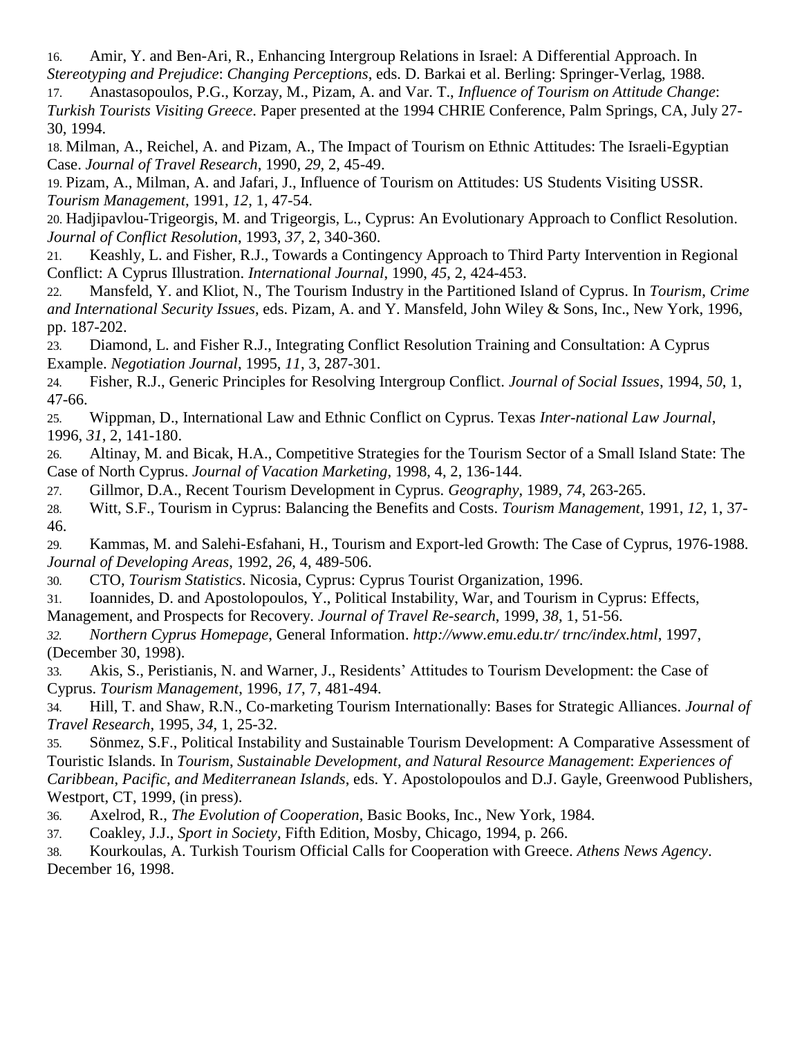16. Amir, Y. and Ben-Ari, R., Enhancing Intergroup Relations in Israel: A Differential Approach. In *Stereotyping and Prejudice*: *Changing Perceptions*, eds. D. Barkai et al. Berling: Springer-Verlag, 1988.

17. Anastasopoulos, P.G., Korzay, M., Pizam, A. and Var. T., *Influence of Tourism on Attitude Change*: *Turkish Tourists Visiting Greece*. Paper presented at the 1994 CHRIE Conference, Palm Springs, CA, July 27-30, 1994.

18. Milman, A., Reichel, A. and Pizam, A., The Impact of Tourism on Ethnic Attitudes: The Israeli-Egyptian Case. *Journal of Travel Research*, 1990, *29*, 2, 45-49.

19. Pizam, A., Milman, A. and Jafari, J., Influence of Tourism on Attitudes: US Students Visiting USSR. *Tourism Management*, 1991, *12*, 1, 47-54.

20. Hadjipavlou-Trigeorgis, M. and Trigeorgis, L., Cyprus: An Evolutionary Approach to Conflict Resolution. *Journal of Conflict Resolution*, 1993, *37*, 2, 340-360.

21. Keashly, L. and Fisher, R.J., Towards a Contingency Approach to Third Party Intervention in Regional Conflict: A Cyprus Illustration. *International Journal*, 1990, *45*, 2, 424-453.

22. Mansfeld, Y. and Kliot, N., The Tourism Industry in the Partitioned Island of Cyprus. In *Tourism*, *Crime and International Security Issues*, eds. Pizam, A. and Y. Mansfeld, John Wiley & Sons, Inc., New York, 1996, pp. 187-202.

23. Diamond, L. and Fisher R.J., Integrating Conflict Resolution Training and Consultation: A Cyprus Example. *Negotiation Journal*, 1995, *11*, 3, 287-301.

24. Fisher, R.J., Generic Principles for Resolving Intergroup Conflict. *Journal of Social Issues*, 1994, *50*, 1, 47-66.

25. Wippman, D., International Law and Ethnic Conflict on Cyprus. Texas *Inter-national Law Journal*, 1996, *31*, 2, 141-180.

26. Altinay, M. and Bicak, H.A., Competitive Strategies for the Tourism Sector of a Small Island State: The Case of North Cyprus. *Journal of Vacation Marketing*, 1998, 4, 2, 136-144.

27. Gillmor, D.A., Recent Tourism Development in Cyprus. *Geography*, 1989, *74*, 263-265.

28. Witt, S.F., Tourism in Cyprus: Balancing the Benefits and Costs. *Tourism Management*, 1991, *12*, 1, 37-46.

29. Kammas, M. and Salehi-Esfahani, H., Tourism and Export-led Growth: The Case of Cyprus, 1976-1988. *Journal of Developing Areas*, 1992, *26*, 4, 489-506.

30. CTO, *Tourism Statistics*. Nicosia, Cyprus: Cyprus Tourist Organization, 1996.

31. Ioannides, D. and Apostolopoulos, Y., Political Instability, War, and Tourism in Cyprus: Effects, Management, and Prospects for Recovery. *Journal of Travel Re-search*, 1999, *38*, 1, 51-56.

32. *Northern Cyprus Homepage*, General Information. *http://www.emu.edu.tr/ trnc/index.html*, 1997, (December 30, 1998).

33. Akis, S., Peristianis, N. and Warner, J., Residents' Attitudes to Tourism Development: the Case of Cyprus. *Tourism Management*, 1996, *17*, 7, 481-494.

34. Hill, T. and Shaw, R.N., Co-marketing Tourism Internationally: Bases for Strategic Alliances. *Journal of Travel Research*, 1995, *34*, 1, 25-32.

35. Sönmez, S.F., Political Instability and Sustainable Tourism Development: A Comparative Assessment of Touristic Islands. In *Tourism*, *Sustainable Development*, *and Natural Resource Management*: *Experiences of Caribbean, Pacific*, *and Mediterranean Islands*, eds. Y. Apostolopoulos and D.J. Gayle, Greenwood Publishers, Westport, CT, 1999, (in press).

36. Axelrod, R., *The Evolution of Cooperation*, Basic Books, Inc., New York, 1984.

37. Coakley, J.J., *Sport in Society*, Fifth Edition, Mosby, Chicago, 1994, p. 266.

38. Kourkoulas, A. Turkish Tourism Official Calls for Cooperation with Greece. *Athens News Agency*. December 16, 1998.